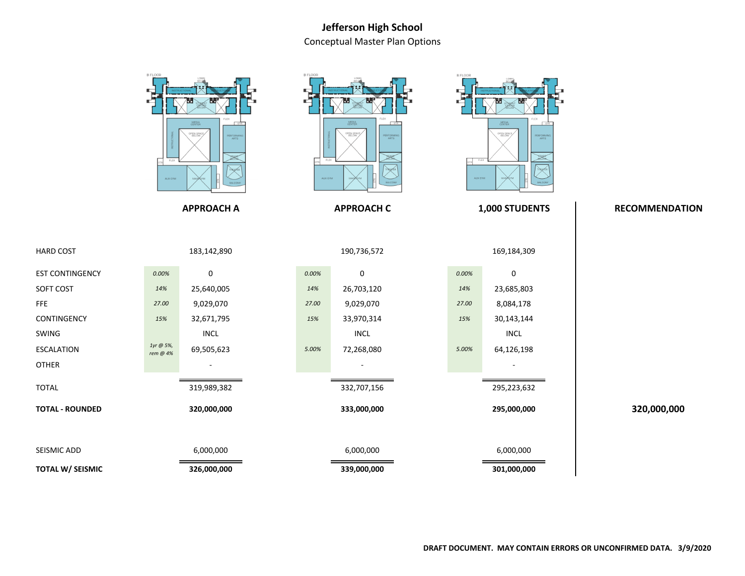# Jefferson High School

Conceptual Master Plan Options

| | | APPROACH A | | APPROACH C | | 1,000 STUDENTS | RECOMMENDATION |
|---|---|---|---|---|---|---|---|
| HARD COST | | 183,142,890 | | 190,736,572 | | 169,184,309 | |
| EST CONTINGENCY | *0.00%* | 0 | *0.00%* | 0 | *0.00%* | 0 | |
| SOFT COST | *14%* | 25,640,005 | *14%* | 26,703,120 | *14%* | 23,685,803 | |
| FFE | *27.00* | 9,029,070 | *27.00* | 9,029,070 | *27.00* | 8,084,178 | |
| CONTINGENCY | *15%* | 32,671,795 | *15%* | 33,970,314 | *15%* | 30,143,144 | |
| SWING | | INCL | | INCL | | INCL | |
| ESCALATION | *1yr @ 5%, rem @ 4%* | 69,505,623 | *5.00%* | 72,268,080 | *5.00%* | 64,126,198 | |
| OTHER | | - | | - | | - | |
| TOTAL | | 319,989,382 | | 332,707,156 | | 295,223,632 | |
| **TOTAL - ROUNDED** | | **320,000,000** | | **333,000,000** | | **295,000,000** | **320,000,000** |
| SEISMIC ADD | | 6,000,000 | | 6,000,000 | | 6,000,000 | |
| **TOTAL W/ SEISMIC** | | **326,000,000** | | **339,000,000** | | **301,000,000** | |

**DRAFT DOCUMENT. MAY CONTAIN ERRORS OR UNCONFIRMED DATA. 3/9/2020**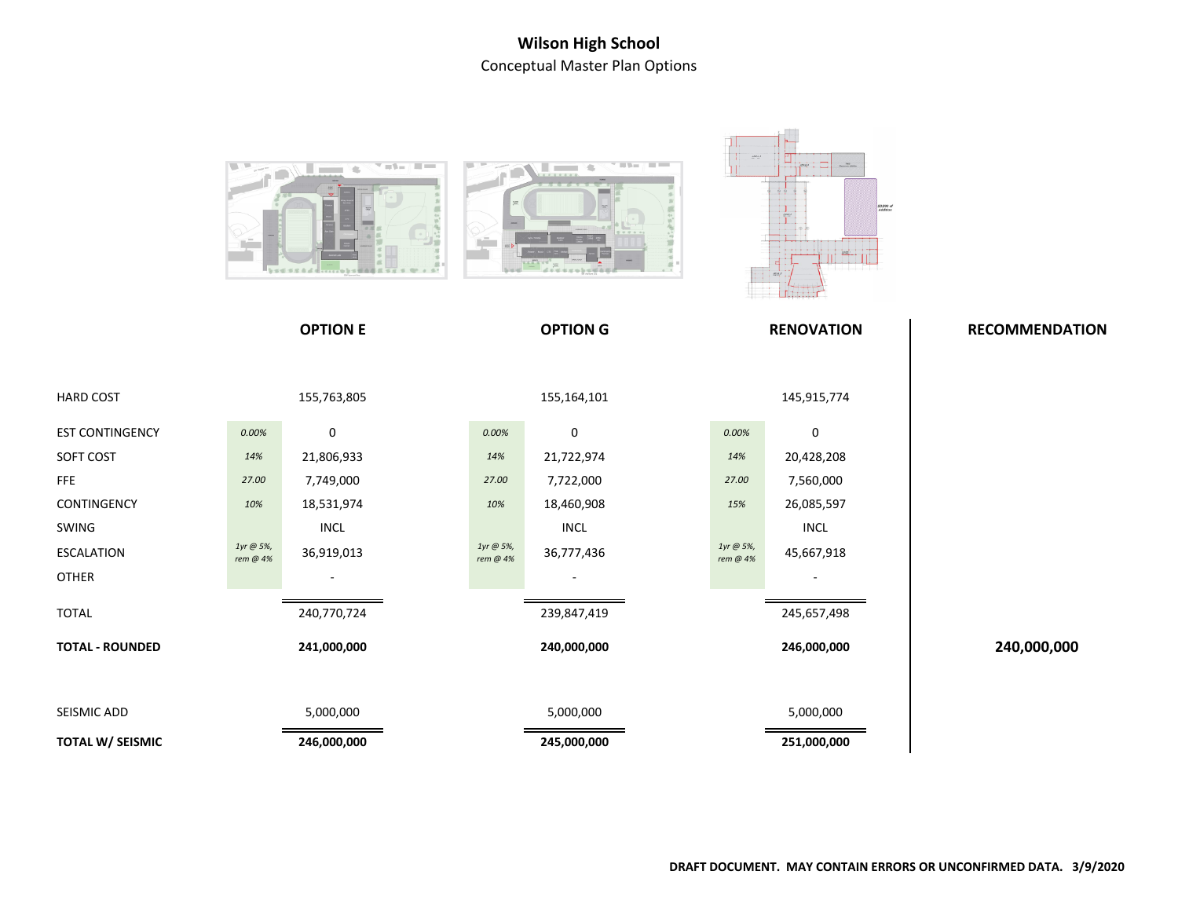# Wilson High School

Conceptual Master Plan Options

| | | OPTION E | | OPTION G | | RENOVATION | RECOMMENDATION |
|---|---|---|---|---|---|---|---|
| HARD COST | | 155,763,805 | | 155,164,101 | | 145,915,774 | |
| EST CONTINGENCY | *0.00%* | 0 | *0.00%* | 0 | *0.00%* | 0 | |
| SOFT COST | *14%* | 21,806,933 | *14%* | 21,722,974 | *14%* | 20,428,208 | |
| FFE | *27.00* | 7,749,000 | *27.00* | 7,722,000 | *27.00* | 7,560,000 | |
| CONTINGENCY | *10%* | 18,531,974 | *10%* | 18,460,908 | *15%* | 26,085,597 | |
| SWING | | INCL | | INCL | | INCL | |
| ESCALATION | *1yr @ 5%, rem @ 4%* | 36,919,013 | *1yr @ 5%, rem @ 4%* | 36,777,436 | *1yr @ 5%, rem @ 4%* | 45,667,918 | |
| OTHER | | - | | - | | - | |
| TOTAL | | 240,770,724 | | 239,847,419 | | 245,657,498 | |
| **TOTAL - ROUNDED** | | **241,000,000** | | **240,000,000** | | **246,000,000** | **240,000,000** |
| SEISMIC ADD | | 5,000,000 | | 5,000,000 | | 5,000,000 | |
| **TOTAL W/ SEISMIC** | | **246,000,000** | | **245,000,000** | | **251,000,000** | |

**DRAFT DOCUMENT. MAY CONTAIN ERRORS OR UNCONFIRMED DATA. 3/9/2020**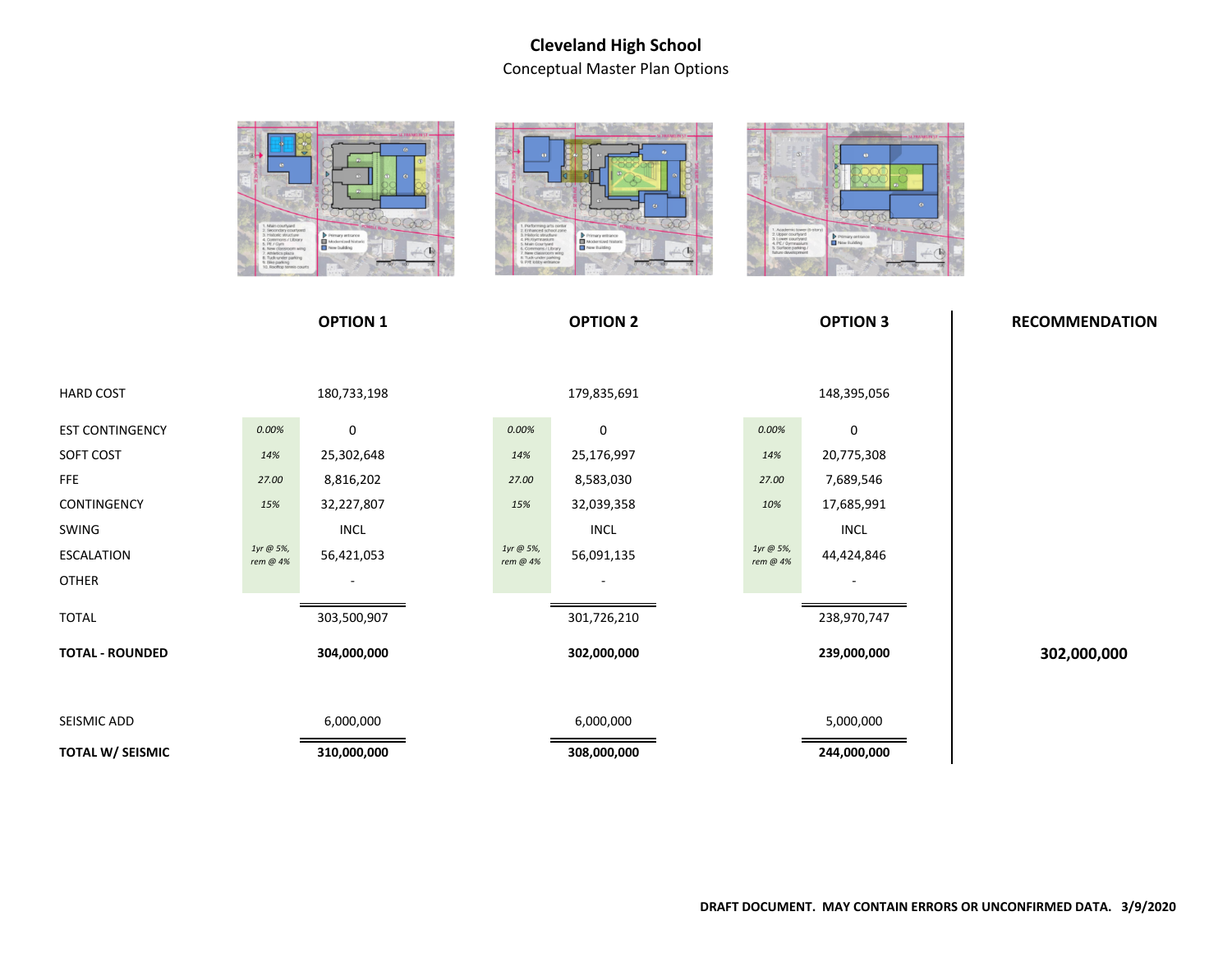# Cleveland High School

Conceptual Master Plan Options

| | | OPTION 1 | | OPTION 2 | | OPTION 3 | RECOMMENDATION |
|---|---|---|---|---|---|---|---|
| HARD COST | | 180,733,198 | | 179,835,691 | | 148,395,056 | |
| EST CONTINGENCY | *0.00%* | 0 | *0.00%* | 0 | *0.00%* | 0 | |
| SOFT COST | *14%* | 25,302,648 | *14%* | 25,176,997 | *14%* | 20,775,308 | |
| FFE | *27.00* | 8,816,202 | *27.00* | 8,583,030 | *27.00* | 7,689,546 | |
| CONTINGENCY | *15%* | 32,227,807 | *15%* | 32,039,358 | *10%* | 17,685,991 | |
| SWING | | INCL | | INCL | | INCL | |
| ESCALATION | *1yr @ 5%, rem @ 4%* | 56,421,053 | *1yr @ 5%, rem @ 4%* | 56,091,135 | *1yr @ 5%, rem @ 4%* | 44,424,846 | |
| OTHER | | - | | - | | - | |
| TOTAL | | 303,500,907 | | 301,726,210 | | 238,970,747 | |
| **TOTAL - ROUNDED** | | **304,000,000** | | **302,000,000** | | **239,000,000** | **302,000,000** |
| SEISMIC ADD | | 6,000,000 | | 6,000,000 | | 5,000,000 | |
| **TOTAL W/ SEISMIC** | | **310,000,000** | | **308,000,000** | | **244,000,000** | |

**DRAFT DOCUMENT. MAY CONTAIN ERRORS OR UNCONFIRMED DATA. 3/9/2020**